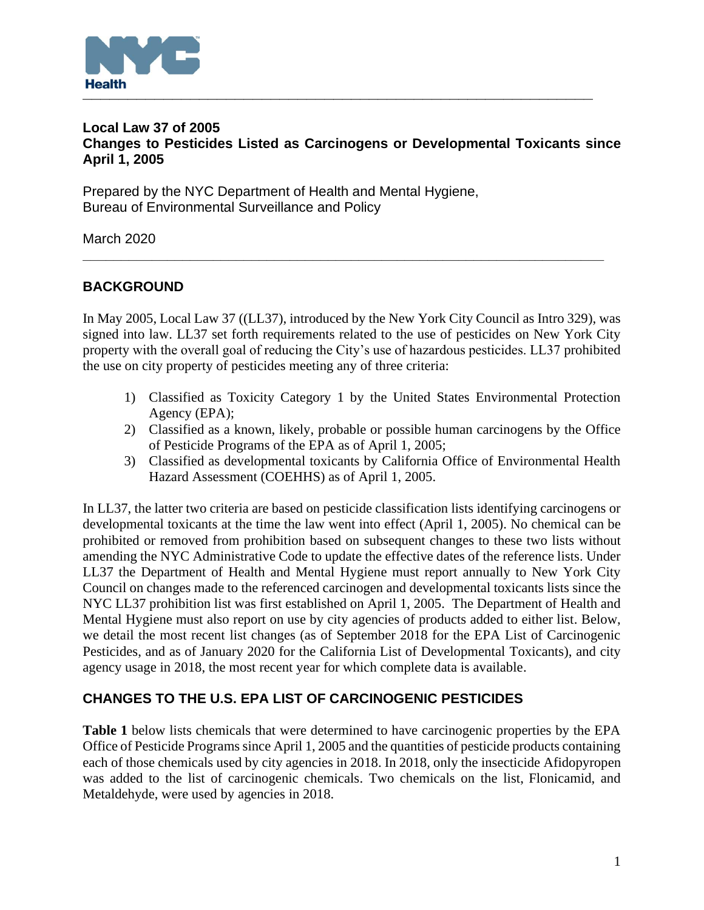NYC Health

**Local Law 37 of 2005**
**Changes to Pesticides Listed as Carcinogens or Developmental Toxicants since April 1, 2005**

Prepared by the NYC Department of Health and Mental Hygiene,
Bureau of Environmental Surveillance and Policy

March 2020

## BACKGROUND

In May 2005, Local Law 37 ((LL37), introduced by the New York City Council as Intro 329), was signed into law. LL37 set forth requirements related to the use of pesticides on New York City property with the overall goal of reducing the City's use of hazardous pesticides. LL37 prohibited the use on city property of pesticides meeting any of three criteria:

1) Classified as Toxicity Category 1 by the United States Environmental Protection Agency (EPA);
2) Classified as a known, likely, probable or possible human carcinogens by the Office of Pesticide Programs of the EPA as of April 1, 2005;
3) Classified as developmental toxicants by California Office of Environmental Health Hazard Assessment (COEHHS) as of April 1, 2005.

In LL37, the latter two criteria are based on pesticide classification lists identifying carcinogens or developmental toxicants at the time the law went into effect (April 1, 2005). No chemical can be prohibited or removed from prohibition based on subsequent changes to these two lists without amending the NYC Administrative Code to update the effective dates of the reference lists. Under LL37 the Department of Health and Mental Hygiene must report annually to New York City Council on changes made to the referenced carcinogen and developmental toxicants lists since the NYC LL37 prohibition list was first established on April 1, 2005. The Department of Health and Mental Hygiene must also report on use by city agencies of products added to either list. Below, we detail the most recent list changes (as of September 2018 for the EPA List of Carcinogenic Pesticides, and as of January 2020 for the California List of Developmental Toxicants), and city agency usage in 2018, the most recent year for which complete data is available.

## CHANGES TO THE U.S. EPA LIST OF CARCINOGENIC PESTICIDES

**Table 1** below lists chemicals that were determined to have carcinogenic properties by the EPA Office of Pesticide Programs since April 1, 2005 and the quantities of pesticide products containing each of those chemicals used by city agencies in 2018. In 2018, only the insecticide Afidopyropen was added to the list of carcinogenic chemicals. Two chemicals on the list, Flonicamid, and Metaldehyde, were used by agencies in 2018.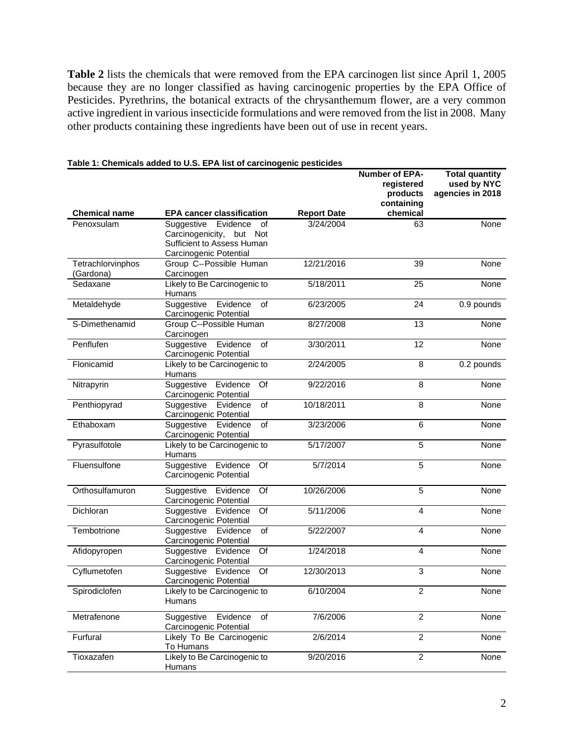**Table 2** lists the chemicals that were removed from the EPA carcinogen list since April 1, 2005 because they are no longer classified as having carcinogenic properties by the EPA Office of Pesticides. Pyrethrins, the botanical extracts of the chrysanthemum flower, are a very common active ingredient in various insecticide formulations and were removed from the list in 2008. Many other products containing these ingredients have been out of use in recent years.

**Table 1: Chemicals added to U.S. EPA list of carcinogenic pesticides**

| Chemical name | EPA cancer classification | Report Date | Number of EPA-registered products containing chemical | Total quantity used by NYC agencies in 2018 |
|---|---|---|---|---|
| Penoxsulam | Suggestive Evidence of Carcinogenicity, but Not Sufficient to Assess Human Carcinogenic Potential | 3/24/2004 | 63 | None |
| Tetrachlorvinphos (Gardona) | Group C--Possible Human Carcinogen | 12/21/2016 | 39 | None |
| Sedaxane | Likely to Be Carcinogenic to Humans | 5/18/2011 | 25 | None |
| Metaldehyde | Suggestive Evidence of Carcinogenic Potential | 6/23/2005 | 24 | 0.9 pounds |
| S-Dimethenamid | Group C--Possible Human Carcinogen | 8/27/2008 | 13 | None |
| Penflufen | Suggestive Evidence of Carcinogenic Potential | 3/30/2011 | 12 | None |
| Flonicamid | Likely to be Carcinogenic to Humans | 2/24/2005 | 8 | 0.2 pounds |
| Nitrapyrin | Suggestive Evidence Of Carcinogenic Potential | 9/22/2016 | 8 | None |
| Penthiopyrad | Suggestive Evidence of Carcinogenic Potential | 10/18/2011 | 8 | None |
| Ethaboxam | Suggestive Evidence of Carcinogenic Potential | 3/23/2006 | 6 | None |
| Pyrasulfotole | Likely to be Carcinogenic to Humans | 5/17/2007 | 5 | None |
| Fluensulfone | Suggestive Evidence Of Carcinogenic Potential | 5/7/2014 | 5 | None |
| Orthosulfamuron | Suggestive Evidence Of Carcinogenic Potential | 10/26/2006 | 5 | None |
| Dichloran | Suggestive Evidence Of Carcinogenic Potential | 5/11/2006 | 4 | None |
| Tembotrione | Suggestive Evidence of Carcinogenic Potential | 5/22/2007 | 4 | None |
| Afidopyropen | Suggestive Evidence Of Carcinogenic Potential | 1/24/2018 | 4 | None |
| Cyflumetofen | Suggestive Evidence Of Carcinogenic Potential | 12/30/2013 | 3 | None |
| Spirodiclofen | Likely to be Carcinogenic to Humans | 6/10/2004 | 2 | None |
| Metrafenone | Suggestive Evidence of Carcinogenic Potential | 7/6/2006 | 2 | None |
| Furfural | Likely To Be Carcinogenic To Humans | 2/6/2014 | 2 | None |
| Tioxazafen | Likely to Be Carcinogenic to Humans | 9/20/2016 | 2 | None |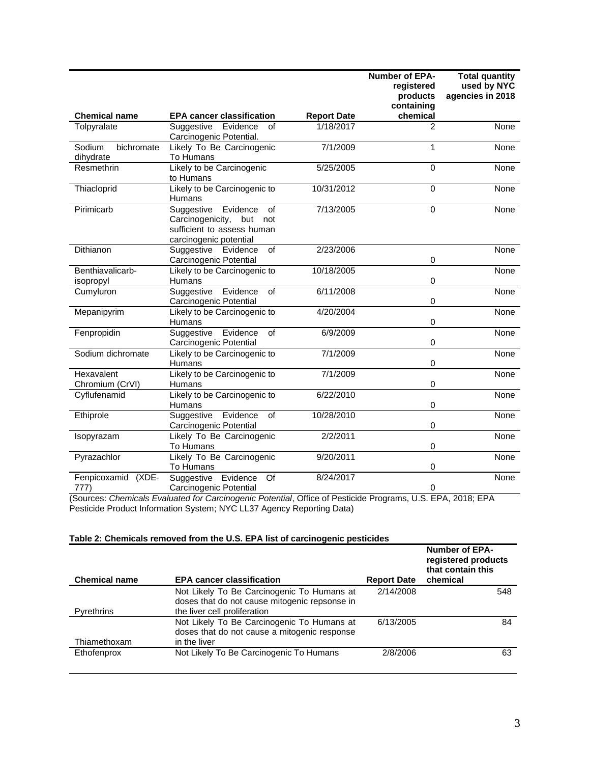| Chemical name | EPA cancer classification | Report Date | Number of EPA-registered products containing chemical | Total quantity used by NYC agencies in 2018 |
|---|---|---|---|---|
| Tolpyralate | Suggestive Evidence of Carcinogenic Potential. | 1/18/2017 | 2 | None |
| Sodium bichromate dihydrate | Likely To Be Carcinogenic To Humans | 7/1/2009 | 1 | None |
| Resmethrin | Likely to be Carcinogenic to Humans | 5/25/2005 | 0 | None |
| Thiacloprid | Likely to be Carcinogenic to Humans | 10/31/2012 | 0 | None |
| Pirimicarb | Suggestive Evidence of Carcinogenicity, but not sufficient to assess human carcinogenic potential | 7/13/2005 | 0 | None |
| Dithianon | Suggestive Evidence of Carcinogenic Potential | 2/23/2006 | 0 | None |
| Benthiavalicarb-isopropyl | Likely to be Carcinogenic to Humans | 10/18/2005 | 0 | None |
| Cumyluron | Suggestive Evidence of Carcinogenic Potential | 6/11/2008 | 0 | None |
| Mepanipyrim | Likely to be Carcinogenic to Humans | 4/20/2004 | 0 | None |
| Fenpropidin | Suggestive Evidence of Carcinogenic Potential | 6/9/2009 | 0 | None |
| Sodium dichromate | Likely to be Carcinogenic to Humans | 7/1/2009 | 0 | None |
| Hexavalent Chromium (CrVI) | Likely to be Carcinogenic to Humans | 7/1/2009 | 0 | None |
| Cyflufenamid | Likely to be Carcinogenic to Humans | 6/22/2010 | 0 | None |
| Ethiprole | Suggestive Evidence of Carcinogenic Potential | 10/28/2010 | 0 | None |
| Isopyrazam | Likely To Be Carcinogenic To Humans | 2/2/2011 | 0 | None |
| Pyrazachlor | Likely To Be Carcinogenic To Humans | 9/20/2011 | 0 | None |
| Fenpicoxamid (XDE-777) | Suggestive Evidence Of Carcinogenic Potential | 8/24/2017 | 0 | None |

(Sources: *Chemicals Evaluated for Carcinogenic Potential*, Office of Pesticide Programs, U.S. EPA, 2018; EPA Pesticide Product Information System; NYC LL37 Agency Reporting Data)

**Table 2: Chemicals removed from the U.S. EPA list of carcinogenic pesticides**

| Chemical name | EPA cancer classification | Report Date | Number of EPA-registered products that contain this chemical |
|---|---|---|---|
| Pyrethrins | Not Likely To Be Carcinogenic To Humans at doses that do not cause mitogenic repsonse in the liver cell proliferation | 2/14/2008 | 548 |
| Thiamethoxam | Not Likely To Be Carcinogenic To Humans at doses that do not cause a mitogenic response in the liver | 6/13/2005 | 84 |
| Ethofenprox | Not Likely To Be Carcinogenic To Humans | 2/8/2006 | 63 |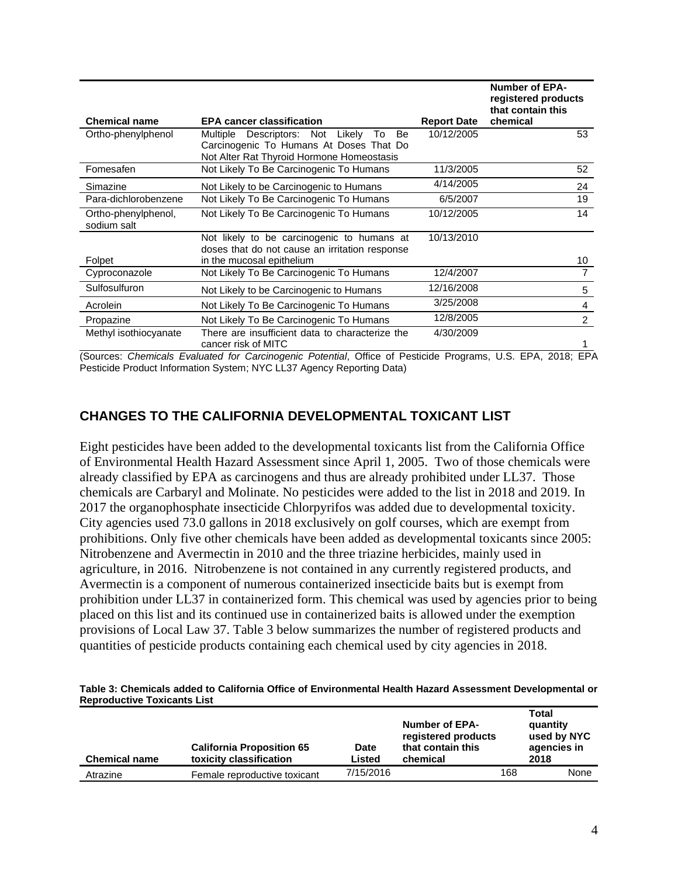| Chemical name | EPA cancer classification | Report Date | Number of EPA-registered products that contain this chemical |
|---|---|---|---|
| Ortho-phenylphenol | Multiple Descriptors: Not Likely To Be Carcinogenic To Humans At Doses That Do Not Alter Rat Thyroid Hormone Homeostasis | 10/12/2005 | 53 |
| Fomesafen | Not Likely To Be Carcinogenic To Humans | 11/3/2005 | 52 |
| Simazine | Not Likely to be Carcinogenic to Humans | 4/14/2005 | 24 |
| Para-dichlorobenzene | Not Likely To Be Carcinogenic To Humans | 6/5/2007 | 19 |
| Ortho-phenylphenol, sodium salt | Not Likely To Be Carcinogenic To Humans | 10/12/2005 | 14 |
| Folpet | Not likely to be carcinogenic to humans at doses that do not cause an irritation response in the mucosal epithelium | 10/13/2010 | 10 |
| Cyproconazole | Not Likely To Be Carcinogenic To Humans | 12/4/2007 | 7 |
| Sulfosulfuron | Not Likely to be Carcinogenic to Humans | 12/16/2008 | 5 |
| Acrolein | Not Likely To Be Carcinogenic To Humans | 3/25/2008 | 4 |
| Propazine | Not Likely To Be Carcinogenic To Humans | 12/8/2005 | 2 |
| Methyl isothiocyanate | There are insufficient data to characterize the cancer risk of MITC | 4/30/2009 | 1 |

(Sources: *Chemicals Evaluated for Carcinogenic Potential*, Office of Pesticide Programs, U.S. EPA, 2018; EPA Pesticide Product Information System; NYC LL37 Agency Reporting Data)

## CHANGES TO THE CALIFORNIA DEVELOPMENTAL TOXICANT LIST

Eight pesticides have been added to the developmental toxicants list from the California Office of Environmental Health Hazard Assessment since April 1, 2005. Two of those chemicals were already classified by EPA as carcinogens and thus are already prohibited under LL37. Those chemicals are Carbaryl and Molinate. No pesticides were added to the list in 2018 and 2019. In 2017 the organophosphate insecticide Chlorpyrifos was added due to developmental toxicity. City agencies used 73.0 gallons in 2018 exclusively on golf courses, which are exempt from prohibitions. Only five other chemicals have been added as developmental toxicants since 2005: Nitrobenzene and Avermectin in 2010 and the three triazine herbicides, mainly used in agriculture, in 2016. Nitrobenzene is not contained in any currently registered products, and Avermectin is a component of numerous containerized insecticide baits but is exempt from prohibition under LL37 in containerized form. This chemical was used by agencies prior to being placed on this list and its continued use in containerized baits is allowed under the exemption provisions of Local Law 37. Table 3 below summarizes the number of registered products and quantities of pesticide products containing each chemical used by city agencies in 2018.

**Table 3: Chemicals added to California Office of Environmental Health Hazard Assessment Developmental or Reproductive Toxicants List**

| Chemical name | California Proposition 65 toxicity classification | Date Listed | Number of EPA-registered products that contain this chemical | Total quantity used by NYC agencies in 2018 |
|---|---|---|---|---|
| Atrazine | Female reproductive toxicant | 7/15/2016 | 168 | None |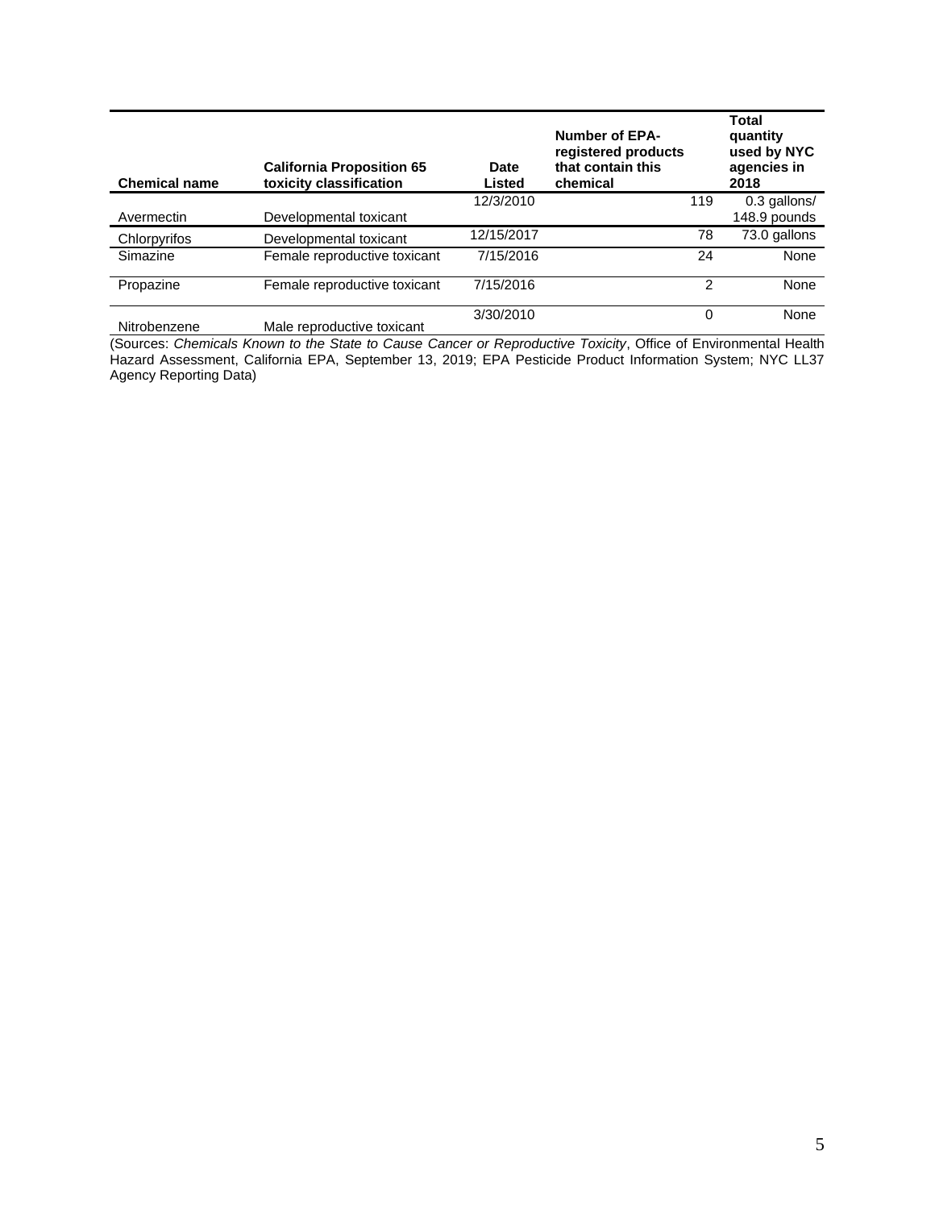| Chemical name | California Proposition 65 toxicity classification | Date Listed | Number of EPA-registered products that contain this chemical | Total quantity used by NYC agencies in 2018 |
|---|---|---|---|---|
| Avermectin | Developmental toxicant | 12/3/2010 | 119 | 0.3 gallons/ 148.9 pounds |
| Chlorpyrifos | Developmental toxicant | 12/15/2017 | 78 | 73.0 gallons |
| Simazine | Female reproductive toxicant | 7/15/2016 | 24 | None |
| Propazine | Female reproductive toxicant | 7/15/2016 | 2 | None |
| Nitrobenzene | Male reproductive toxicant | 3/30/2010 | 0 | None |

(Sources: *Chemicals Known to the State to Cause Cancer or Reproductive Toxicity*, Office of Environmental Health Hazard Assessment, California EPA, September 13, 2019; EPA Pesticide Product Information System; NYC LL37 Agency Reporting Data)